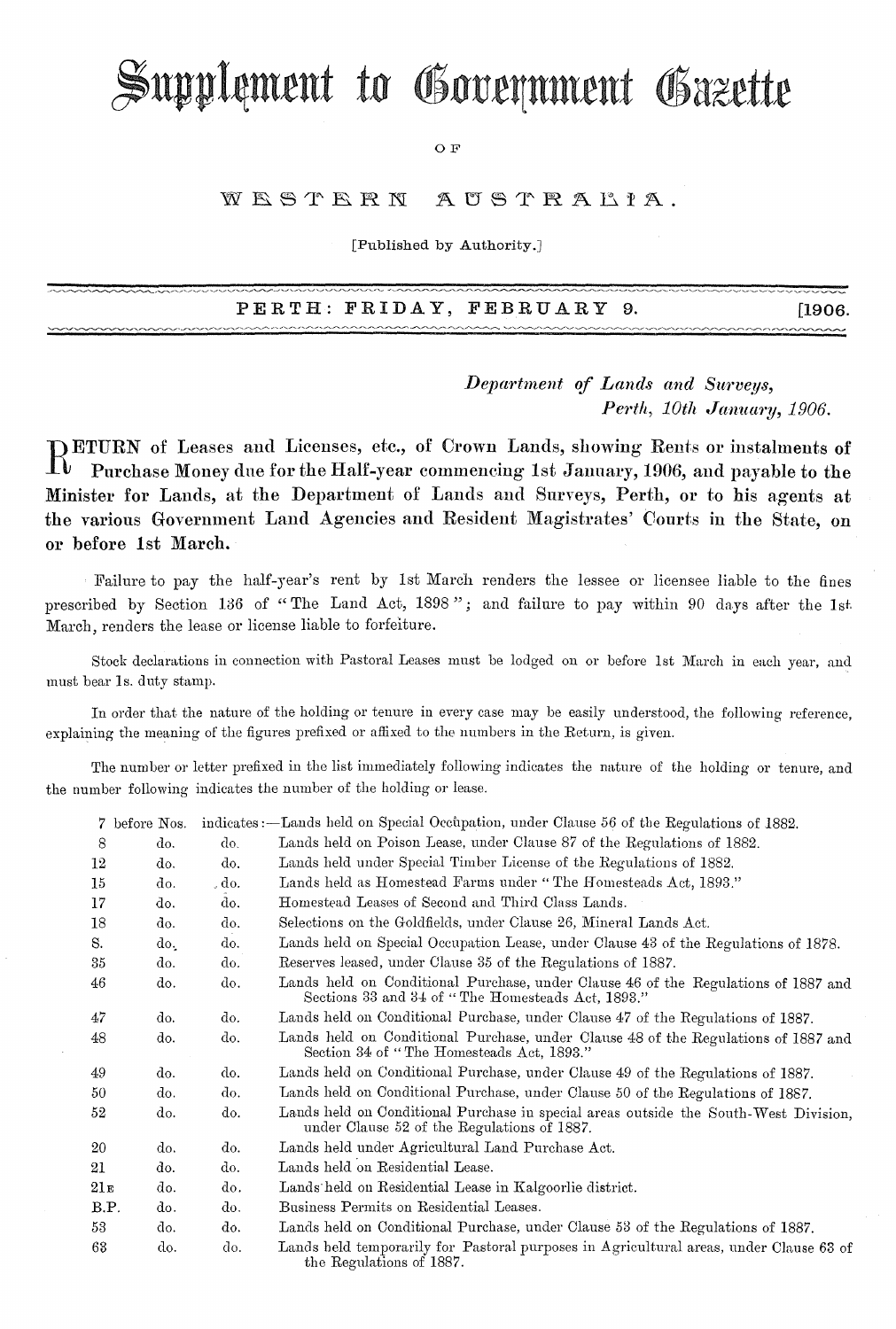# Supplement to Government Gazette

OF

## WESTERN AUSTRALIA.

[Published by Authority.]

**PERTH: FRIDAY, FEBRUARY 9. [1906.**

*Department of Lands and Surveys,*
*Perth, 10th January, 1906.*

**RETURN of Leases and Licenses, etc., of Crown Lands, showing Rents or instalments of Purchase Money due for the Half-year commencing 1st January, 1906, and payable to the Minister for Lands, at the Department of Lands and Surveys, Perth, or to his agents at the various Government Land Agencies and Resident Magistrates' Courts in the State, on or before 1st March.**

Failure to pay the half-year's rent by 1st March renders the lessee or licensee liable to the fines prescribed by Section 136 of "The Land Act, 1898"; and failure to pay within 90 days after the 1st March, renders the lease or license liable to forfeiture.

Stock declarations in connection with Pastoral Leases must be lodged on or before 1st March in each year, and must bear 1s. duty stamp.

In order that the nature of the holding or tenure in every case may be easily understood, the following reference, explaining the meaning of the figures prefixed or affixed to the numbers in the Return, is given.

The number or letter prefixed in the list immediately following indicates the nature of the holding or tenure, and the number following indicates the number of the holding or lease.

| | | | |
|---|---|---|---|
| 7 | before Nos. | indicates:— | Lands held on Special Occupation, under Clause 56 of the Regulations of 1882. |
| 8 | do. | do. | Lands held on Poison Lease, under Clause 87 of the Regulations of 1882. |
| 12 | do. | do. | Lands held under Special Timber License of the Regulations of 1882. |
| 15 | do. | do. | Lands held as Homestead Farms under "The Homesteads Act, 1893." |
| 17 | do. | do. | Homestead Leases of Second and Third Class Lands. |
| 18 | do. | do. | Selections on the Goldfields, under Clause 26, Mineral Lands Act. |
| S. | do. | do. | Lands held on Special Occupation Lease, under Clause 43 of the Regulations of 1878. |
| 35 | do. | do. | Reserves leased, under Clause 35 of the Regulations of 1887. |
| 46 | do. | do. | Lands held on Conditional Purchase, under Clause 46 of the Regulations of 1887 and Sections 33 and 34 of "The Homesteads Act, 1893." |
| 47 | do. | do. | Lands held on Conditional Purchase, under Clause 47 of the Regulations of 1887. |
| 48 | do. | do. | Lands held on Conditional Purchase, under Clause 48 of the Regulations of 1887 and Section 34 of "The Homesteads Act, 1893." |
| 49 | do. | do. | Lands held on Conditional Purchase, under Clause 49 of the Regulations of 1887. |
| 50 | do. | do. | Lands held on Conditional Purchase, under Clause 50 of the Regulations of 1887. |
| 52 | do. | do. | Lands held on Conditional Purchase in special areas outside the South-West Division, under Clause 52 of the Regulations of 1887. |
| 20 | do. | do. | Lands held under Agricultural Land Purchase Act. |
| 21 | do. | do. | Lands held on Residential Lease. |
| 21E | do. | do. | Lands held on Residential Lease in Kalgoorlie district. |
| B.P. | do. | do. | Business Permits on Residential Leases. |
| 53 | do. | do. | Lands held on Conditional Purchase, under Clause 53 of the Regulations of 1887. |
| 63 | do. | do. | Lands held temporarily for Pastoral purposes in Agricultural areas, under Clause 63 of the Regulations of 1887. |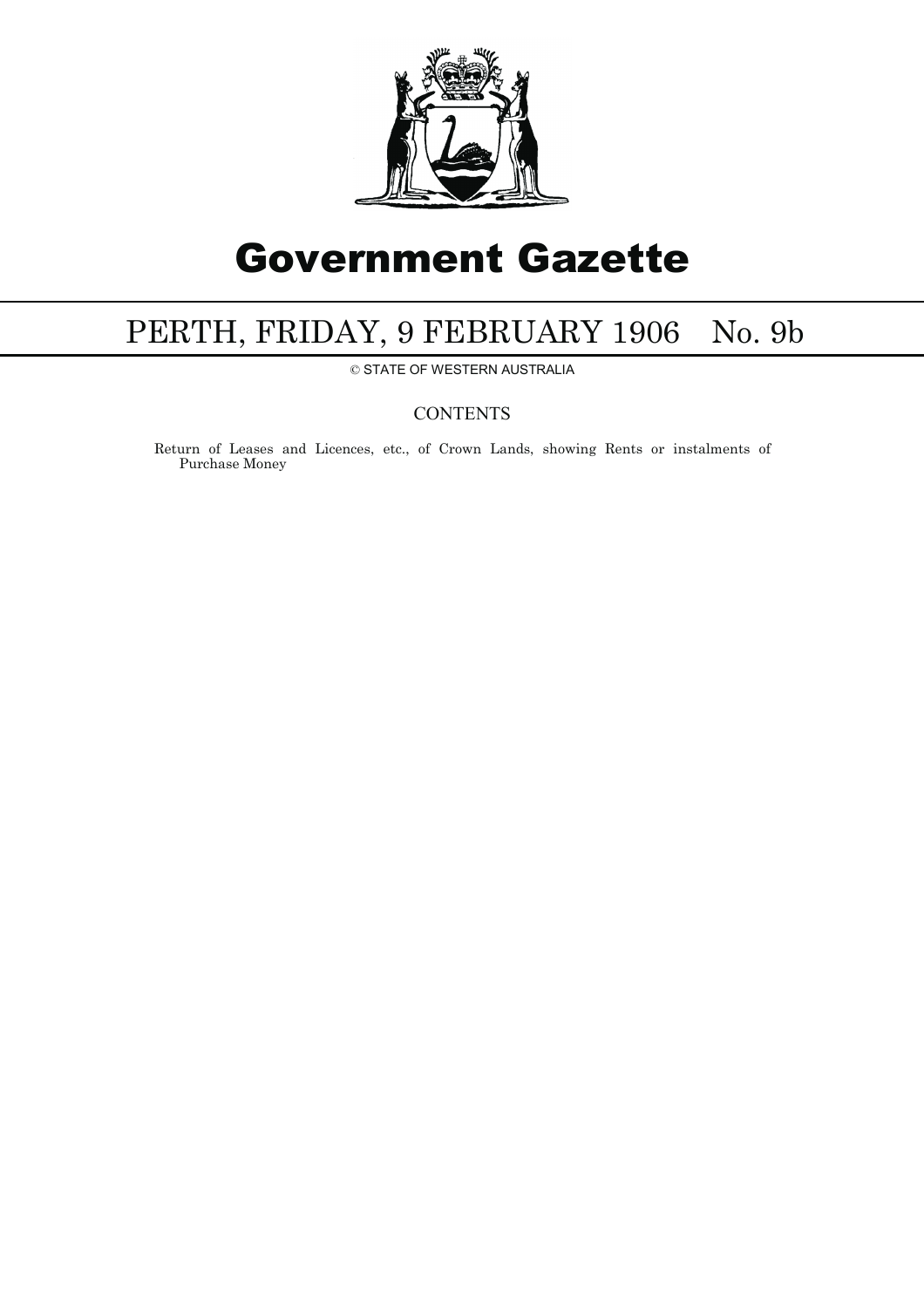# Government Gazette

## PERTH, FRIDAY, 9 FEBRUARY 1906 No. 9b

© STATE OF WESTERN AUSTRALIA

CONTENTS

Return of Leases and Licences, etc., of Crown Lands, showing Rents or instalments of Purchase Money